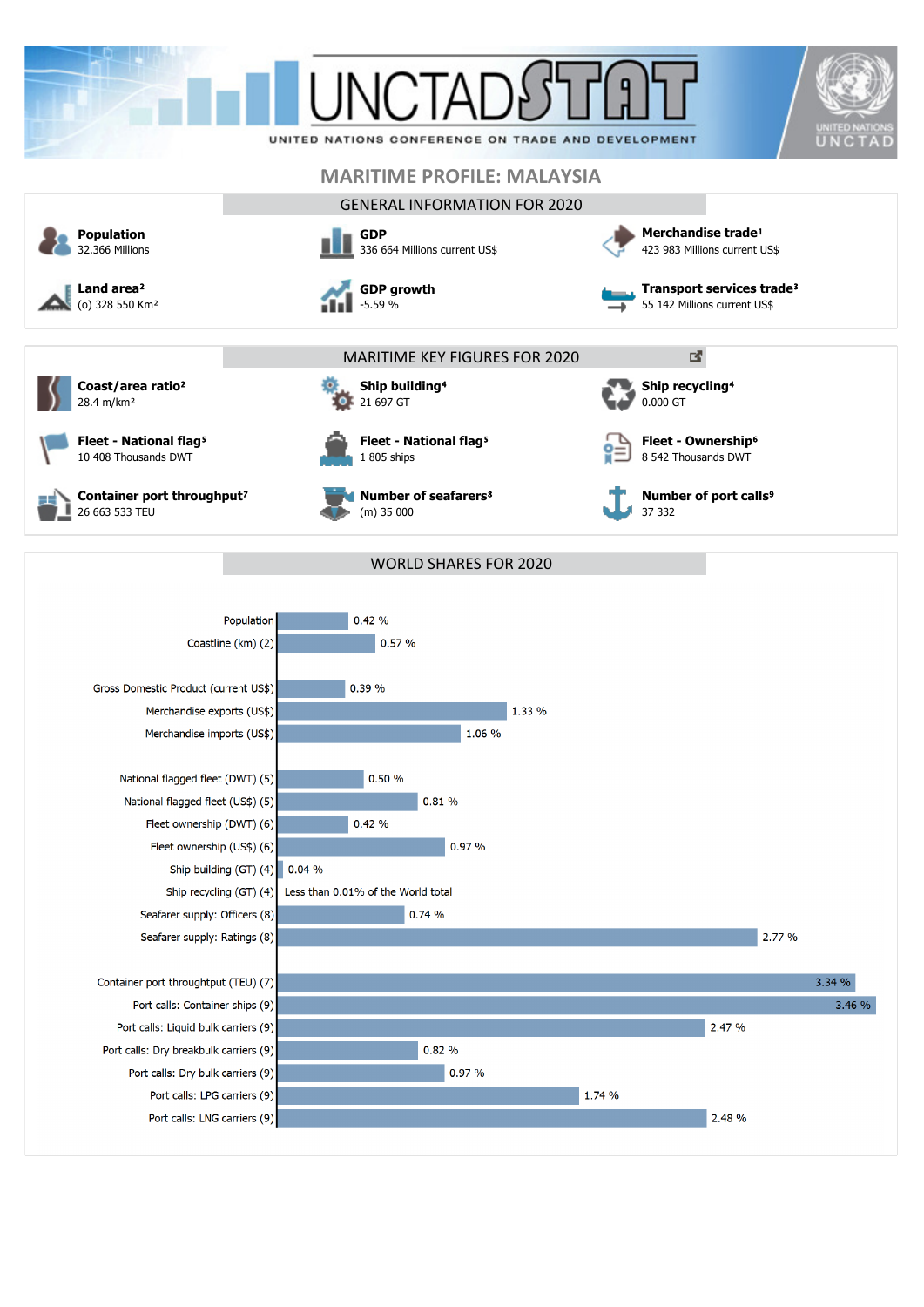UNCTADSTAT

UNITED NATIONS CONFERENCE ON TRADE AND DEVELOPMENT

# MARITIME PROFILE: MALAYSIA

## GENERAL INFORMATION FOR 2020

**Population**
32.366 Millions

**GDP**
336 664 Millions current US$

**Merchandise trade[1]**
423 983 Millions current US$

**Land area[2]**
(o) 328 550 Km²

**GDP growth**
-5.59 %

**Transport services trade[3]**
55 142 Millions current US$

## MARITIME KEY FIGURES FOR 2020

**Coast/area ratio[2]**
28.4 m/km²

**Ship building[4]**
21 697 GT

**Ship recycling[4]**
0.000 GT

**Fleet - National flag[5]**
10 408 Thousands DWT

**Fleet - National flag[5]**
1 805 ships

**Fleet - Ownership[6]**
8 542 Thousands DWT

**Container port throughput[7]**
26 663 533 TEU

**Number of seafarers[8]**
(m) 35 000

**Number of port calls[9]**
37 332

## WORLD SHARES FOR 2020

| Indicator | World share |
|---|---|
| Population | 0.42 % |
| Coastline (km) (2) | 0.57 % |
| Gross Domestic Product (current US$) | 0.39 % |
| Merchandise exports (US$) | 1.33 % |
| Merchandise imports (US$) | 1.06 % |
| National flagged fleet (DWT) (5) | 0.50 % |
| National flagged fleet (US$) (5) | 0.81 % |
| Fleet ownership (DWT) (6) | 0.42 % |
| Fleet ownership (US$) (6) | 0.97 % |
| Ship building (GT) (4) | 0.04 % |
| Ship recycling (GT) (4) | Less than 0.01% of the World total |
| Seafarer supply: Officers (8) | 0.74 % |
| Seafarer supply: Ratings (8) | 2.77 % |
| Container port throughput (TEU) (7) | 3.34 % |
| Port calls: Container ships (9) | 3.46 % |
| Port calls: Liquid bulk carriers (9) | 2.47 % |
| Port calls: Dry breakbulk carriers (9) | 0.82 % |
| Port calls: Dry bulk carriers (9) | 0.97 % |
| Port calls: LPG carriers (9) | 1.74 % |
| Port calls: LNG carriers (9) | 2.48 % |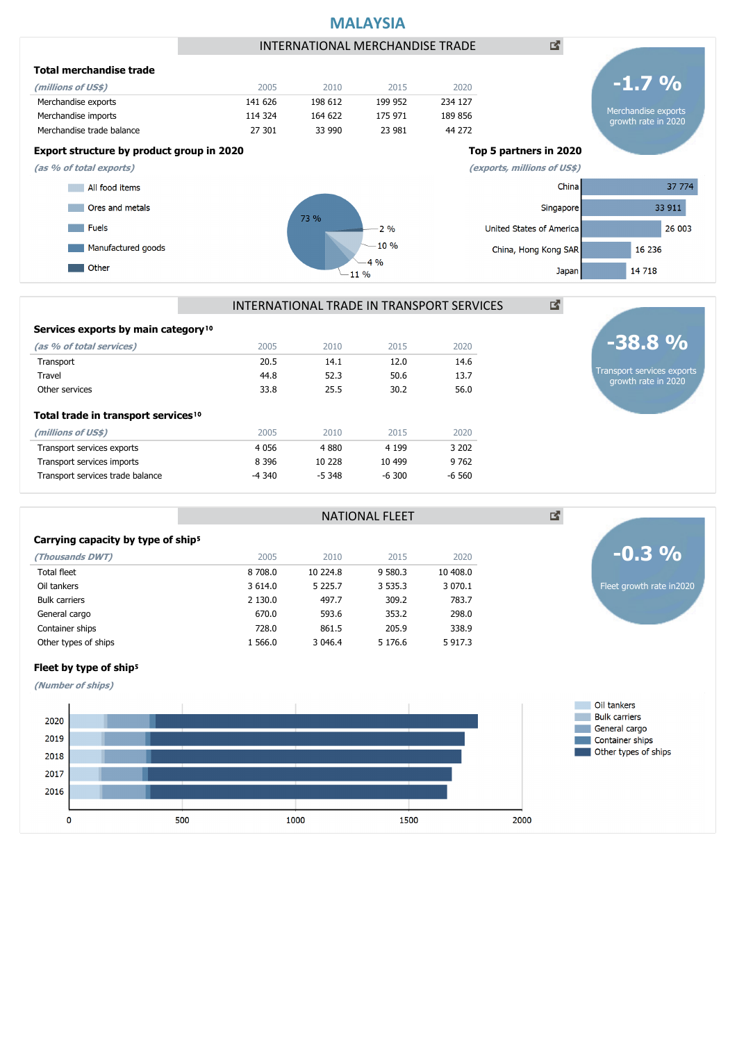# MALAYSIA

## INTERNATIONAL MERCHANDISE TRADE

### Total merchandise trade

| *(millions of US$)* | 2005 | 2010 | 2015 | 2020 |
|---|---|---|---|---|
| Merchandise exports | 141 626 | 198 612 | 199 952 | 234 127 |
| Merchandise imports | 114 324 | 164 622 | 175 971 | 189 856 |
| Merchandise trade balance | 27 301 | 33 990 | 23 981 | 44 272 |

**-1.7 %**
Merchandise exports growth rate in 2020

### Export structure by product group in 2020

*(as % of total exports)*

- All food items
- Ores and metals
- Fuels
- Manufactured goods
- Other

73 %, 2 %, 10 %, 4 %, 11 %

### Top 5 partners in 2020

*(exports, millions of US$)*

| Partner | Exports |
|---|---|
| China | 37 774 |
| Singapore | 33 911 |
| United States of America | 26 003 |
| China, Hong Kong SAR | 16 236 |
| Japan | 14 718 |

## INTERNATIONAL TRADE IN TRANSPORT SERVICES

### Services exports by main category[10]

| *(as % of total services)* | 2005 | 2010 | 2015 | 2020 |
|---|---|---|---|---|
| Transport | 20.5 | 14.1 | 12.0 | 14.6 |
| Travel | 44.8 | 52.3 | 50.6 | 13.7 |
| Other services | 33.8 | 25.5 | 30.2 | 56.0 |

**-38.8 %**
Transport services exports growth rate in 2020

### Total trade in transport services[10]

| *(millions of US$)* | 2005 | 2010 | 2015 | 2020 |
|---|---|---|---|---|
| Transport services exports | 4 056 | 4 880 | 4 199 | 3 202 |
| Transport services imports | 8 396 | 10 228 | 10 499 | 9 762 |
| Transport services trade balance | -4 340 | -5 348 | -6 300 | -6 560 |

## NATIONAL FLEET

### Carrying capacity by type of ship[5]

| *(Thousands DWT)* | 2005 | 2010 | 2015 | 2020 |
|---|---|---|---|---|
| Total fleet | 8 708.0 | 10 224.8 | 9 580.3 | 10 408.0 |
| Oil tankers | 3 614.0 | 5 225.7 | 3 535.3 | 3 070.1 |
| Bulk carriers | 2 130.0 | 497.7 | 309.2 | 783.7 |
| General cargo | 670.0 | 593.6 | 353.2 | 298.0 |
| Container ships | 728.0 | 861.5 | 205.9 | 338.9 |
| Other types of ships | 1 566.0 | 3 046.4 | 5 176.6 | 5 917.3 |

**-0.3 %**
Fleet growth rate in2020

### Fleet by type of ship[5]

*(Number of ships)*

Legend: Oil tankers, Bulk carriers, General cargo, Container ships, Other types of ships

Years: 2020, 2019, 2018, 2017, 2016

Axis: 0, 500, 1000, 1500, 2000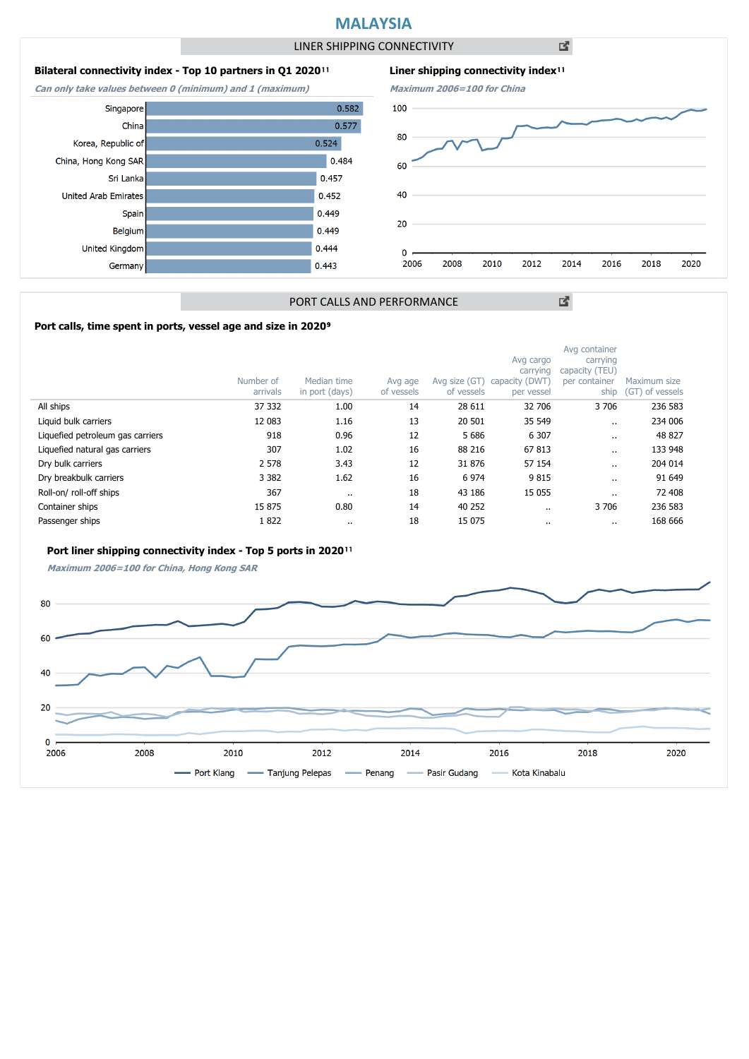# MALAYSIA

## LINER SHIPPING CONNECTIVITY

### Bilateral connectivity index - Top 10 partners in Q1 2020[11]

*Can only take values between 0 (minimum) and 1 (maximum)*

| Partner | Index |
|---|---|
| Singapore | 0.582 |
| China | 0.577 |
| Korea, Republic of | 0.524 |
| China, Hong Kong SAR | 0.484 |
| Sri Lanka | 0.457 |
| United Arab Emirates | 0.452 |
| Spain | 0.449 |
| Belgium | 0.449 |
| United Kingdom | 0.444 |
| Germany | 0.443 |

### Liner shipping connectivity index[11]

*Maximum 2006=100 for China*

## PORT CALLS AND PERFORMANCE

### Port calls, time spent in ports, vessel age and size in 2020[9]

| | Number of arrivals | Median time in port (days) | Avg age of vessels | Avg size (GT) of vessels | Avg cargo carrying capacity (DWT) per vessel | Avg container carrying capacity (TEU) per container ship | Maximum size (GT) of vessels |
|---|---|---|---|---|---|---|---|
| All ships | 37 332 | 1.00 | 14 | 28 611 | 32 706 | 3 706 | 236 583 |
| Liquid bulk carriers | 12 083 | 1.16 | 13 | 20 501 | 35 549 | .. | 234 006 |
| Liquefied petroleum gas carriers | 918 | 0.96 | 12 | 5 686 | 6 307 | .. | 48 827 |
| Liquefied natural gas carriers | 307 | 1.02 | 16 | 88 216 | 67 813 | .. | 133 948 |
| Dry bulk carriers | 2 578 | 3.43 | 12 | 31 876 | 57 154 | .. | 204 014 |
| Dry breakbulk carriers | 3 382 | 1.62 | 16 | 6 974 | 9 815 | .. | 91 649 |
| Roll-on/ roll-off ships | 367 | .. | 18 | 43 186 | 15 055 | .. | 72 408 |
| Container ships | 15 875 | 0.80 | 14 | 40 252 | .. | 3 706 | 236 583 |
| Passenger ships | 1 822 | .. | 18 | 15 075 | .. | .. | 168 666 |

### Port liner shipping connectivity index - Top 5 ports in 2020[11]

*Maximum 2006=100 for China, Hong Kong SAR*

Port Klang, Tanjung Pelepas, Penang, Pasir Gudang, Kota Kinabalu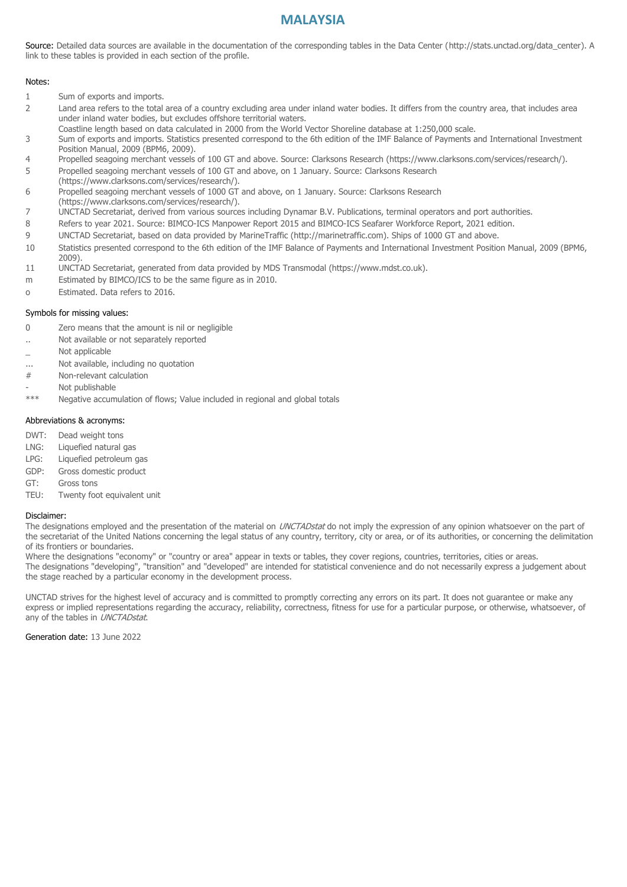# MALAYSIA

Source: Detailed data sources are available in the documentation of the corresponding tables in the Data Center (http://stats.unctad.org/data_center). A link to these tables is provided in each section of the profile.

Notes:

| | |
|---|---|
| 1 | Sum of exports and imports. |
| 2 | Land area refers to the total area of a country excluding area under inland water bodies. It differs from the country area, that includes area under inland water bodies, but excludes offshore territorial waters. Coastline length based on data calculated in 2000 from the World Vector Shoreline database at 1:250,000 scale. |
| 3 | Sum of exports and imports. Statistics presented correspond to the 6th edition of the IMF Balance of Payments and International Investment Position Manual, 2009 (BPM6, 2009). |
| 4 | Propelled seagoing merchant vessels of 100 GT and above. Source: Clarksons Research (https://www.clarksons.com/services/research/). |
| 5 | Propelled seagoing merchant vessels of 100 GT and above, on 1 January. Source: Clarksons Research (https://www.clarksons.com/services/research/). |
| 6 | Propelled seagoing merchant vessels of 1000 GT and above, on 1 January. Source: Clarksons Research (https://www.clarksons.com/services/research/). |
| 7 | UNCTAD Secretariat, derived from various sources including Dynamar B.V. Publications, terminal operators and port authorities. |
| 8 | Refers to year 2021. Source: BIMCO-ICS Manpower Report 2015 and BIMCO-ICS Seafarer Workforce Report, 2021 edition. |
| 9 | UNCTAD Secretariat, based on data provided by MarineTraffic (http://marinetraffic.com). Ships of 1000 GT and above. |
| 10 | Statistics presented correspond to the 6th edition of the IMF Balance of Payments and International Investment Position Manual, 2009 (BPM6, 2009). |
| 11 | UNCTAD Secretariat, generated from data provided by MDS Transmodal (https://www.mdst.co.uk). |
| m | Estimated by BIMCO/ICS to be the same figure as in 2010. |
| o | Estimated. Data refers to 2016. |

Symbols for missing values:

| | |
|---|---|
| 0 | Zero means that the amount is nil or negligible |
| .. | Not available or not separately reported |
| _ | Not applicable |
| ... | Not available, including no quotation |
| # | Non-relevant calculation |
| - | Not publishable |
| *** | Negative accumulation of flows; Value included in regional and global totals |

Abbreviations & acronyms:

| | |
|---|---|
| DWT: | Dead weight tons |
| LNG: | Liquefied natural gas |
| LPG: | Liquefied petroleum gas |
| GDP: | Gross domestic product |
| GT: | Gross tons |
| TEU: | Twenty foot equivalent unit |

Disclaimer:
The designations employed and the presentation of the material on *UNCTADstat* do not imply the expression of any opinion whatsoever on the part of the secretariat of the United Nations concerning the legal status of any country, territory, city or area, or of its authorities, or concerning the delimitation of its frontiers or boundaries.
Where the designations "economy" or "country or area" appear in texts or tables, they cover regions, countries, territories, cities or areas.
The designations "developing", "transition" and "developed" are intended for statistical convenience and do not necessarily express a judgement about the stage reached by a particular economy in the development process.

UNCTAD strives for the highest level of accuracy and is committed to promptly correcting any errors on its part. It does not guarantee or make any express or implied representations regarding the accuracy, reliability, correctness, fitness for use for a particular purpose, or otherwise, whatsoever, of any of the tables in *UNCTADstat*.

Generation date: 13 June 2022